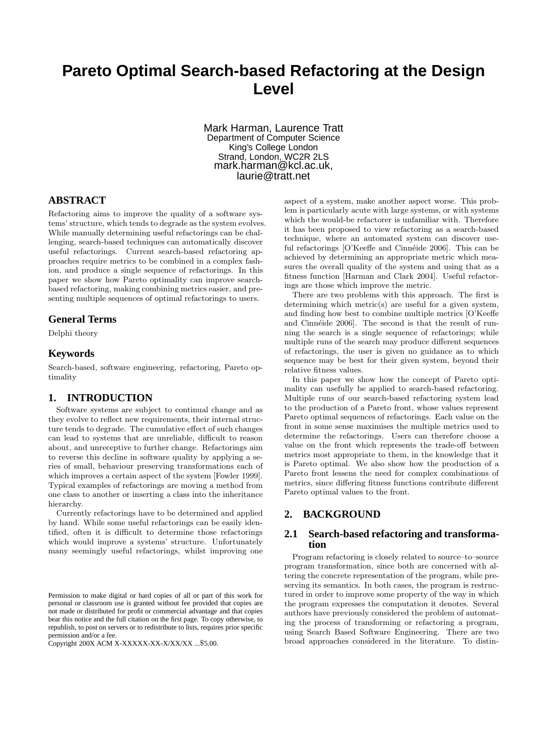# Pareto Optimal Search-based Refactoring at the Design Level

Mark Harman, Laurence Tratt
Department of Computer Science
King's College London
Strand, London, WC2R 2LS
mark.harman@kcl.ac.uk,
laurie@tratt.net

## ABSTRACT

Refactoring aims to improve the quality of a software systems' structure, which tends to degrade as the system evolves. While manually determining useful refactorings can be challenging, search-based techniques can automatically discover useful refactorings. Current search-based refactoring approaches require metrics to be combined in a complex fashion, and produce a single sequence of refactorings. In this paper we show how Pareto optimality can improve search-based refactoring, making combining metrics easier, and presenting multiple sequences of optimal refactorings to users.

## General Terms

Delphi theory

## Keywords

Search-based, software engineering, refactoring, Pareto optimality

## 1. INTRODUCTION

Software systems are subject to continual change and as they evolve to reflect new requirements, their internal structure tends to degrade. The cumulative effect of such changes can lead to systems that are unreliable, difficult to reason about, and unreceptive to further change. Refactorings aim to reverse this decline in software quality by applying a series of small, behaviour preserving transformations each of which improves a certain aspect of the system [Fowler 1999]. Typical examples of refactorings are moving a method from one class to another or inserting a class into the inheritance hierarchy.

Currently refactorings have to be determined and applied by hand. While some useful refactorings can be easily identified, often it is difficult to determine those refactorings which would improve a systems' structure. Unfortunately many seemingly useful refactorings, whilst improving one aspect of a system, make another aspect worse. This problem is particularly acute with large systems, or with systems which the would-be refactorer is unfamiliar with. Therefore it has been proposed to view refactoring as a search-based technique, where an automated system can discover useful refactorings [O'Keeffe and Cinnéide 2006]. This can be achieved by determining an appropriate metric which measures the overall quality of the system and using that as a fitness function [Harman and Clark 2004]. Useful refactorings are those which improve the metric.

There are two problems with this approach. The first is determining which metric(s) are useful for a given system, and finding how best to combine multiple metrics [O'Keeffe and Cinnéide 2006]. The second is that the result of running the search is a single sequence of refactorings; while multiple runs of the search may produce different sequences of refactorings, the user is given no guidance as to which sequence may be best for their given system, beyond their relative fitness values.

In this paper we show how the concept of Pareto optimality can usefully be applied to search-based refactoring. Multiple runs of our search-based refactoring system lead to the production of a Pareto front, whose values represent Pareto optimal sequences of refactorings. Each value on the front in some sense maximises the multiple metrics used to determine the refactorings. Users can therefore choose a value on the front which represents the trade-off between metrics most appropriate to them, in the knowledge that it is Pareto optimal. We also show how the production of a Pareto front lessens the need for complex combinations of metrics, since differing fitness functions contribute different Pareto optimal values to the front.

## 2. BACKGROUND

### 2.1 Search-based refactoring and transformation

Program refactoring is closely related to source–to–source program transformation, since both are concerned with altering the concrete representation of the program, while preserving its semantics. In both cases, the program is restructured in order to improve some property of the way in which the program expresses the computation it denotes. Several authors have previously considered the problem of automating the process of transforming or refactoring a program, using Search Based Software Engineering. There are two broad approaches considered in the literature. To distin-

Permission to make digital or hard copies of all or part of this work for personal or classroom use is granted without fee provided that copies are not made or distributed for profit or commercial advantage and that copies bear this notice and the full citation on the first page. To copy otherwise, to republish, to post on servers or to redistribute to lists, requires prior specific permission and/or a fee.
Copyright 200X ACM X-XXXXX-XX-X/XX/XX ...$5.00.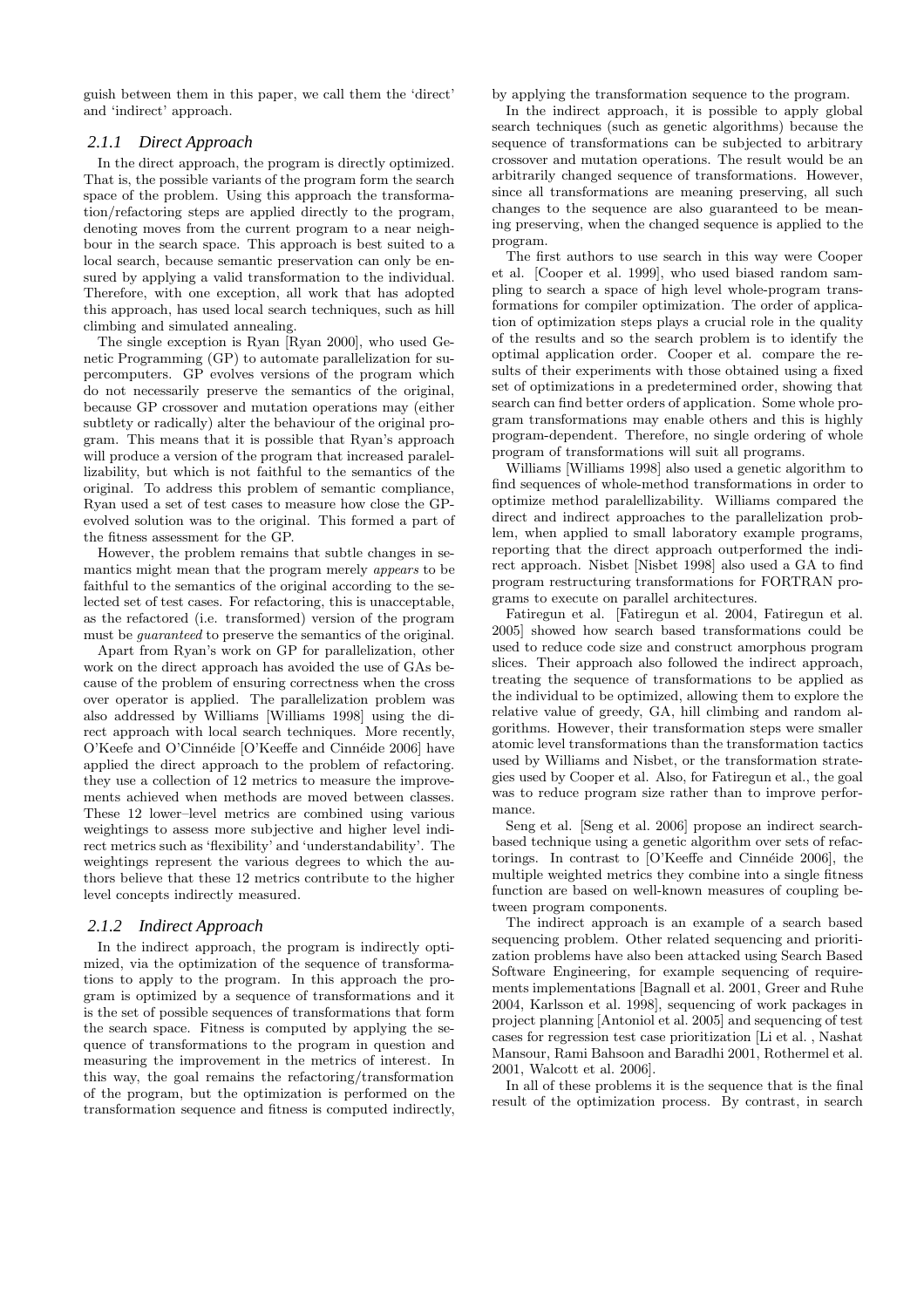guish between them in this paper, we call them the 'direct' and 'indirect' approach.

### 2.1.1 Direct Approach

In the direct approach, the program is directly optimized. That is, the possible variants of the program form the search space of the problem. Using this approach the transformation/refactoring steps are applied directly to the program, denoting moves from the current program to a near neighbour in the search space. This approach is best suited to a local search, because semantic preservation can only be ensured by applying a valid transformation to the individual. Therefore, with one exception, all work that has adopted this approach, has used local search techniques, such as hill climbing and simulated annealing.

The single exception is Ryan [Ryan 2000], who used Genetic Programming (GP) to automate parallelization for supercomputers. GP evolves versions of the program which do not necessarily preserve the semantics of the original, because GP crossover and mutation operations may (either subtlety or radically) alter the behaviour of the original program. This means that it is possible that Ryan's approach will produce a version of the program that increased paralellizability, but which is not faithful to the semantics of the original. To address this problem of semantic compliance, Ryan used a set of test cases to measure how close the GP-evolved solution was to the original. This formed a part of the fitness assessment for the GP.

However, the problem remains that subtle changes in semantics might mean that the program merely *appears* to be faithful to the semantics of the original according to the selected set of test cases. For refactoring, this is unacceptable, as the refactored (i.e. transformed) version of the program must be *guaranteed* to preserve the semantics of the original.

Apart from Ryan's work on GP for parallelization, other work on the direct approach has avoided the use of GAs because of the problem of ensuring correctness when the cross over operator is applied. The parallelization problem was also addressed by Williams [Williams 1998] using the direct approach with local search techniques. More recently, O'Keefe and O'Cinnéide [O'Keeffe and Cinnéide 2006] have applied the direct approach to the problem of refactoring. they use a collection of 12 metrics to measure the improvements achieved when methods are moved between classes. These 12 lower–level metrics are combined using various weightings to assess more subjective and higher level indirect metrics such as 'flexibility' and 'understandability'. The weightings represent the various degrees to which the authors believe that these 12 metrics contribute to the higher level concepts indirectly measured.

### 2.1.2 Indirect Approach

In the indirect approach, the program is indirectly optimized, via the optimization of the sequence of transformations to apply to the program. In this approach the program is optimized by a sequence of transformations and it is the set of possible sequences of transformations that form the search space. Fitness is computed by applying the sequence of transformations to the program in question and measuring the improvement in the metrics of interest. In this way, the goal remains the refactoring/transformation of the program, but the optimization is performed on the transformation sequence and fitness is computed indirectly, by applying the transformation sequence to the program.

In the indirect approach, it is possible to apply global search techniques (such as genetic algorithms) because the sequence of transformations can be subjected to arbitrary crossover and mutation operations. The result would be an arbitrarily changed sequence of transformations. However, since all transformations are meaning preserving, all such changes to the sequence are also guaranteed to be meaning preserving, when the changed sequence is applied to the program.

The first authors to use search in this way were Cooper et al. [Cooper et al. 1999], who used biased random sampling to search a space of high level whole-program transformations for compiler optimization. The order of application of optimization steps plays a crucial role in the quality of the results and so the search problem is to identify the optimal application order. Cooper et al. compare the results of their experiments with those obtained using a fixed set of optimizations in a predetermined order, showing that search can find better orders of application. Some whole program transformations may enable others and this is highly program-dependent. Therefore, no single ordering of whole program of transformations will suit all programs.

Williams [Williams 1998] also used a genetic algorithm to find sequences of whole-method transformations in order to optimize method paralellizability. Williams compared the direct and indirect approaches to the parallelization problem, when applied to small laboratory example programs, reporting that the direct approach outperformed the indirect approach. Nisbet [Nisbet 1998] also used a GA to find program restructuring transformations for FORTRAN programs to execute on parallel architectures.

Fatiregun et al. [Fatiregun et al. 2004, Fatiregun et al. 2005] showed how search based transformations could be used to reduce code size and construct amorphous program slices. Their approach also followed the indirect approach, treating the sequence of transformations to be applied as the individual to be optimized, allowing them to explore the relative value of greedy, GA, hill climbing and random algorithms. However, their transformation steps were smaller atomic level transformations than the transformation tactics used by Williams and Nisbet, or the transformation strategies used by Cooper et al. Also, for Fatiregun et al., the goal was to reduce program size rather than to improve performance.

Seng et al. [Seng et al. 2006] propose an indirect search-based technique using a genetic algorithm over sets of refactorings. In contrast to [O'Keeffe and Cinnéide 2006], the multiple weighted metrics they combine into a single fitness function are based on well-known measures of coupling between program components.

The indirect approach is an example of a search based sequencing problem. Other related sequencing and prioritization problems have also been attacked using Search Based Software Engineering, for example sequencing of requirements implementations [Bagnall et al. 2001, Greer and Ruhe 2004, Karlsson et al. 1998], sequencing of work packages in project planning [Antoniol et al. 2005] and sequencing of test cases for regression test case prioritization [Li et al. , Nashat Mansour, Rami Bahsoon and Baradhi 2001, Rothermel et al. 2001, Walcott et al. 2006].

In all of these problems it is the sequence that is the final result of the optimization process. By contrast, in search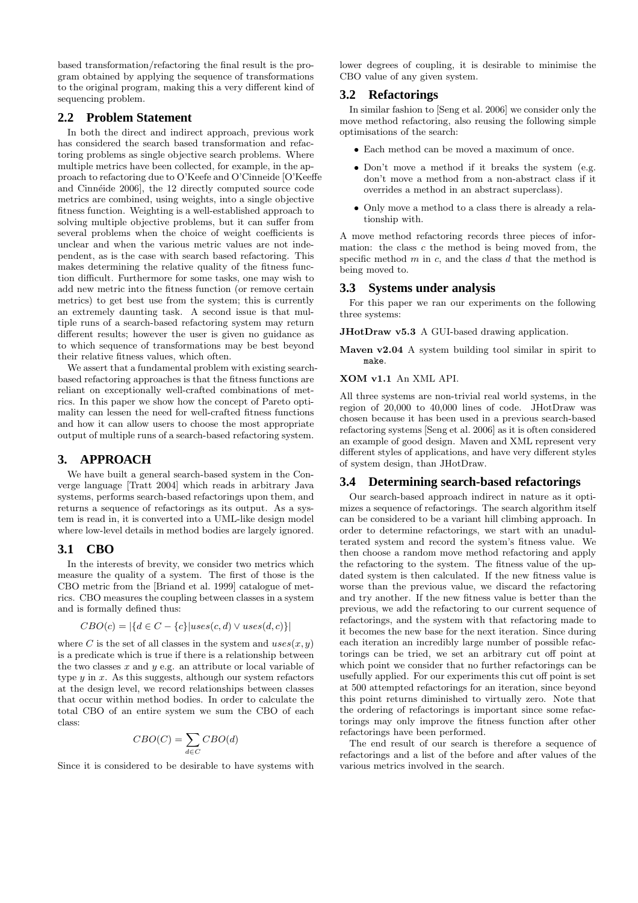based transformation/refactoring the final result is the program obtained by applying the sequence of transformations to the original program, making this a very different kind of sequencing problem.

## 2.2 Problem Statement

In both the direct and indirect approach, previous work has considered the search based transformation and refactoring problems as single objective search problems. Where multiple metrics have been collected, for example, in the approach to refactoring due to O'Keefe and O'Cinneide [O'Keeffe and Cinnéide 2006], the 12 directly computed source code metrics are combined, using weights, into a single objective fitness function. Weighting is a well-established approach to solving multiple objective problems, but it can suffer from several problems when the choice of weight coefficients is unclear and when the various metric values are not independent, as is the case with search based refactoring. This makes determining the relative quality of the fitness function difficult. Furthermore for some tasks, one may wish to add new metric into the fitness function (or remove certain metrics) to get best use from the system; this is currently an extremely daunting task. A second issue is that multiple runs of a search-based refactoring system may return different results; however the user is given no guidance as to which sequence of transformations may be best beyond their relative fitness values, which often.

We assert that a fundamental problem with existing search-based refactoring approaches is that the fitness functions are reliant on exceptionally well-crafted combinations of metrics. In this paper we show how the concept of Pareto optimality can lessen the need for well-crafted fitness functions and how it can allow users to choose the most appropriate output of multiple runs of a search-based refactoring system.

# 3. APPROACH

We have built a general search-based system in the Converge language [Tratt 2004] which reads in arbitrary Java systems, performs search-based refactorings upon them, and returns a sequence of refactorings as its output. As a system is read in, it is converted into a UML-like design model where low-level details in method bodies are largely ignored.

## 3.1 CBO

In the interests of brevity, we consider two metrics which measure the quality of a system. The first of those is the CBO metric from the [Briand et al. 1999] catalogue of metrics. CBO measures the coupling between classes in a system and is formally defined thus:

$$CBO(c) = |\{d \in C - \{c\} | uses(c, d) \vee uses(d, c)\}|$$

where $C$ is the set of all classes in the system and $uses(x, y)$ is a predicate which is true if there is a relationship between the two classes $x$ and $y$ e.g. an attribute or local variable of type $y$ in $x$. As this suggests, although our system refactors at the design level, we record relationships between classes that occur within method bodies. In order to calculate the total CBO of an entire system we sum the CBO of each class:

$$CBO(C) = \sum_{d \in C} CBO(d)$$

Since it is considered to be desirable to have systems with lower degrees of coupling, it is desirable to minimise the CBO value of any given system.

## 3.2 Refactorings

In similar fashion to [Seng et al. 2006] we consider only the move method refactoring, also reusing the following simple optimisations of the search:

- Each method can be moved a maximum of once.
- Don't move a method if it breaks the system (e.g. don't move a method from a non-abstract class if it overrides a method in an abstract superclass).
- Only move a method to a class there is already a relationship with.

A move method refactoring records three pieces of information: the class $c$ the method is being moved from, the specific method $m$ in $c$, and the class $d$ that the method is being moved to.

## 3.3 Systems under analysis

For this paper we ran our experiments on the following three systems:

**JHotDraw v5.3** A GUI-based drawing application.

**Maven v2.04** A system building tool similar in spirit to `make`.

**XOM v1.1** An XML API.

All three systems are non-trivial real world systems, in the region of 20,000 to 40,000 lines of code. JHotDraw was chosen because it has been used in a previous search-based refactoring systems [Seng et al. 2006] as it is often considered an example of good design. Maven and XML represent very different styles of applications, and have very different styles of system design, than JHotDraw.

## 3.4 Determining search-based refactorings

Our search-based approach indirect in nature as it optimizes a sequence of refactorings. The search algorithm itself can be considered to be a variant hill climbing approach. In order to determine refactorings, we start with an unadulterated system and record the system's fitness value. We then choose a random move method refactoring and apply the refactoring to the system. The fitness value of the updated system is then calculated. If the new fitness value is worse than the previous value, we discard the refactoring and try another. If the new fitness value is better than the previous, we add the refactoring to our current sequence of refactorings, and the system with that refactoring made to it becomes the new base for the next iteration. Since during each iteration an incredibly large number of possible refactorings can be tried, we set an arbitrary cut off point at which point we consider that no further refactorings can be usefully applied. For our experiments this cut off point is set at 500 attempted refactorings for an iteration, since beyond this point returns diminished to virtually zero. Note that the ordering of refactorings is important since some refactorings may only improve the fitness function after other refactorings have been performed.

The end result of our search is therefore a sequence of refactorings and a list of the before and after values of the various metrics involved in the search.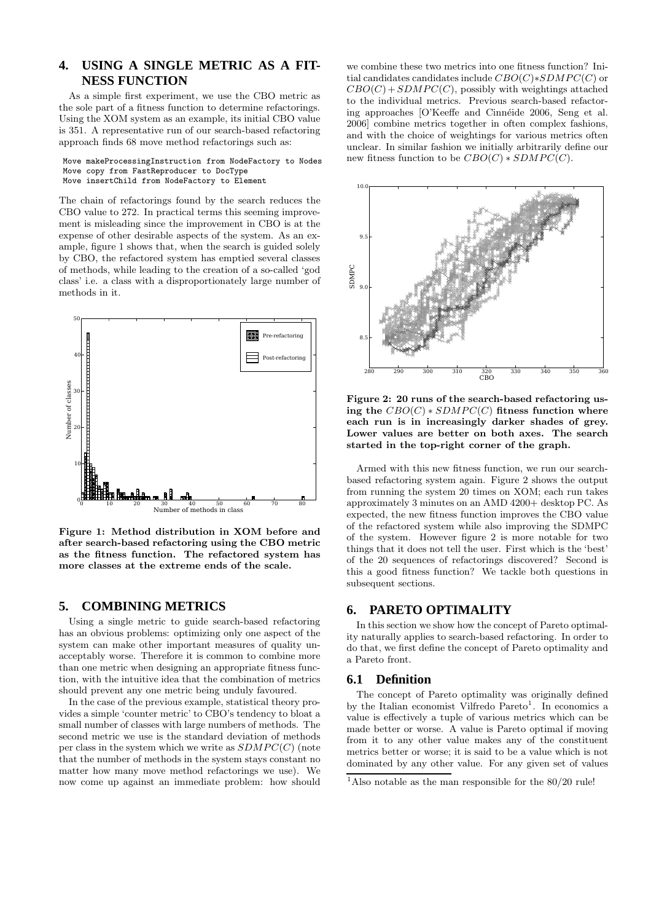## 4. USING A SINGLE METRIC AS A FITNESS FUNCTION

As a simple first experiment, we use the CBO metric as the sole part of a fitness function to determine refactorings. Using the XOM system as an example, its initial CBO value is 351. A representative run of our search-based refactoring approach finds 68 move method refactorings such as:

```
Move makeProcessingInstruction from NodeFactory to Nodes
Move copy from FastReproducer to DocType
Move insertChild from NodeFactory to Element
```

The chain of refactorings found by the search reduces the CBO value to 272. In practical terms this seeming improvement is misleading since the improvement in CBO is at the expense of other desirable aspects of the system. As an example, figure 1 shows that, when the search is guided solely by CBO, the refactored system has emptied several classes of methods, while leading to the creation of a so-called 'god class' i.e. a class with a disproportionately large number of methods in it.

**Figure 1: Method distribution in XOM before and after search-based refactoring using the CBO metric as the fitness function. The refactored system has more classes at the extreme ends of the scale.**

## 5. COMBINING METRICS

Using a single metric to guide search-based refactoring has an obvious problems: optimizing only one aspect of the system can make other important measures of quality unacceptably worse. Therefore it is common to combine more than one metric when designing an appropriate fitness function, with the intuitive idea that the combination of metrics should prevent any one metric being unduly favoured.

In the case of the previous example, statistical theory provides a simple 'counter metric' to CBO's tendency to bloat a small number of classes with large numbers of methods. The second metric we use is the standard deviation of methods per class in the system which we write as $SDMPC(C)$ (note that the number of methods in the system stays constant no matter how many move method refactorings we use). We now come up against an immediate problem: how should we combine these two metrics into one fitness function? Initial candidates candidates include $CBO(C)*SDMPC(C)$ or $CBO(C)+SDMPC(C)$, possibly with weightings attached to the individual metrics. Previous search-based refactoring approaches [O'Keeffe and Cinnéide 2006, Seng et al. 2006] combine metrics together in often complex fashions, and with the choice of weightings for various metrics often unclear. In similar fashion we initially arbitrarily define our new fitness function to be $CBO(C) * SDMPC(C)$.

**Figure 2: 20 runs of the search-based refactoring using the $CBO(C) * SDMPC(C)$ fitness function where each run is in increasingly darker shades of grey. Lower values are better on both axes. The search started in the top-right corner of the graph.**

Armed with this new fitness function, we run our search-based refactoring system again. Figure 2 shows the output from running the system 20 times on XOM; each run takes approximately 3 minutes on an AMD 4200+ desktop PC. As expected, the new fitness function improves the CBO value of the refactored system while also improving the SDMPC of the system. However figure 2 is more notable for two things that it does not tell the user. First which is the 'best' of the 20 sequences of refactorings discovered? Second is this a good fitness function? We tackle both questions in subsequent sections.

## 6. PARETO OPTIMALITY

In this section we show how the concept of Pareto optimality naturally applies to search-based refactoring. In order to do that, we first define the concept of Pareto optimality and a Pareto front.

### 6.1 Definition

The concept of Pareto optimality was originally defined by the Italian economist Vilfredo Pareto[1]. In economics a value is effectively a tuple of various metrics which can be made better or worse. A value is Pareto optimal if moving from it to any other value makes any of the constituent metrics better or worse; it is said to be a value which is not dominated by any other value. For any given set of values

[1] Also notable as the man responsible for the 80/20 rule!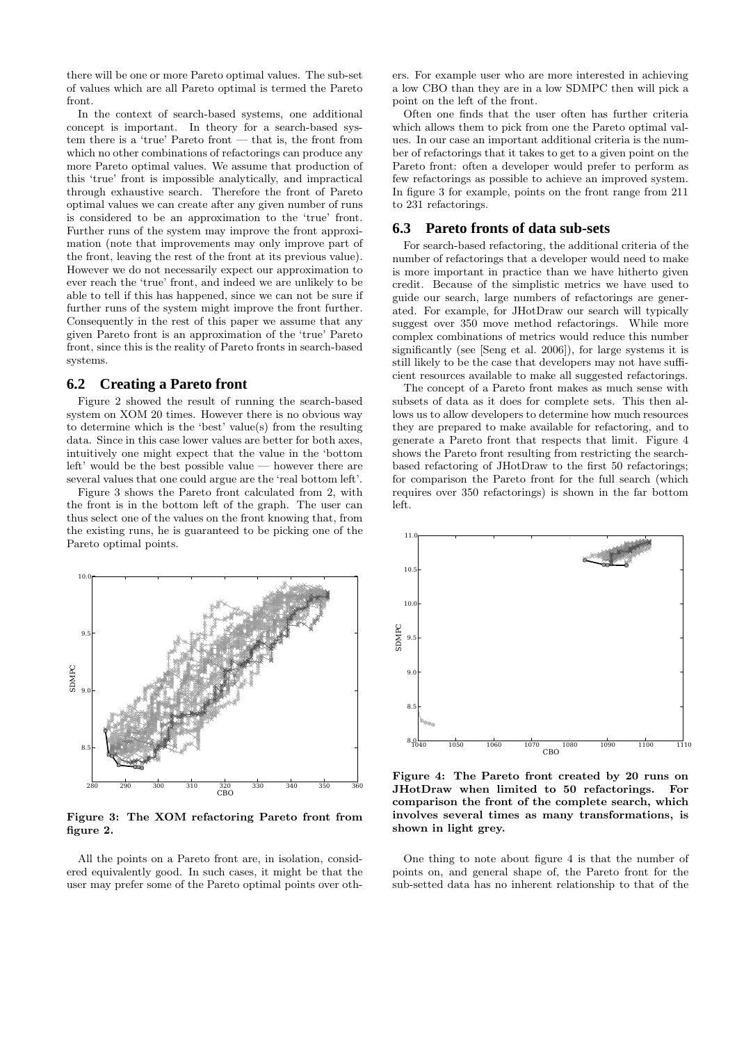there will be one or more Pareto optimal values. The sub-set of values which are all Pareto optimal is termed the Pareto front.

In the context of search-based systems, one additional concept is important. In theory for a search-based system there is a 'true' Pareto front — that is, the front from which no other combinations of refactorings can produce any more Pareto optimal values. We assume that production of this 'true' front is impossible analytically, and impractical through exhaustive search. Therefore the front of Pareto optimal values we can create after any given number of runs is considered to be an approximation to the 'true' front. Further runs of the system may improve the front approximation (note that improvements may only improve part of the front, leaving the rest of the front at its previous value). However we do not necessarily expect our approximation to ever reach the 'true' front, and indeed we are unlikely to be able to tell if this has happened, since we can not be sure if further runs of the system might improve the front further. Consequently in the rest of this paper we assume that any given Pareto front is an approximation of the 'true' Pareto front, since this is the reality of Pareto fronts in search-based systems.

## 6.2 Creating a Pareto front

Figure 2 showed the result of running the search-based system on XOM 20 times. However there is no obvious way to determine which is the 'best' value(s) from the resulting data. Since in this case lower values are better for both axes, intuitively one might expect that the value in the 'bottom left' would be the best possible value — however there are several values that one could argue are the 'real bottom left'.

Figure 3 shows the Pareto front calculated from 2, with the front is in the bottom left of the graph. The user can thus select one of the values on the front knowing that, from the existing runs, he is guaranteed to be picking one of the Pareto optimal points.

**Figure 3: The XOM refactoring Pareto front from figure 2.**

All the points on a Pareto front are, in isolation, considered equivalently good. In such cases, it might be that the user may prefer some of the Pareto optimal points over others. For example user who are more interested in achieving a low CBO than they are in a low SDMPC then will pick a point on the left of the front.

Often one finds that the user often has further criteria which allows them to pick from one the Pareto optimal values. In our case an important additional criteria is the number of refactorings that it takes to get to a given point on the Pareto front: often a developer would prefer to perform as few refactorings as possible to achieve an improved system. In figure 3 for example, points on the front range from 211 to 231 refactorings.

## 6.3 Pareto fronts of data sub-sets

For search-based refactoring, the additional criteria of the number of refactorings that a developer would need to make is more important in practice than we have hitherto given credit. Because of the simplistic metrics we have used to guide our search, large numbers of refactorings are generated. For example, for JHotDraw our search will typically suggest over 350 move method refactorings. While more complex combinations of metrics would reduce this number significantly (see [Seng et al. 2006]), for large systems it is still likely to be the case that developers may not have sufficient resources available to make all suggested refactorings.

The concept of a Pareto front makes as much sense with subsets of data as it does for complete sets. This then allows us to allow developers to determine how much resources they are prepared to make available for refactoring, and to generate a Pareto front that respects that limit. Figure 4 shows the Pareto front resulting from restricting the search-based refactoring of JHotDraw to the first 50 refactorings; for comparison the Pareto front for the full search (which requires over 350 refactorings) is shown in the far bottom left.

**Figure 4: The Pareto front created by 20 runs on JHotDraw when limited to 50 refactorings. For comparison the front of the complete search, which involves several times as many transformations, is shown in light grey.**

One thing to note about figure 4 is that the number of points on, and general shape of, the Pareto front for the sub-setted data has no inherent relationship to that of the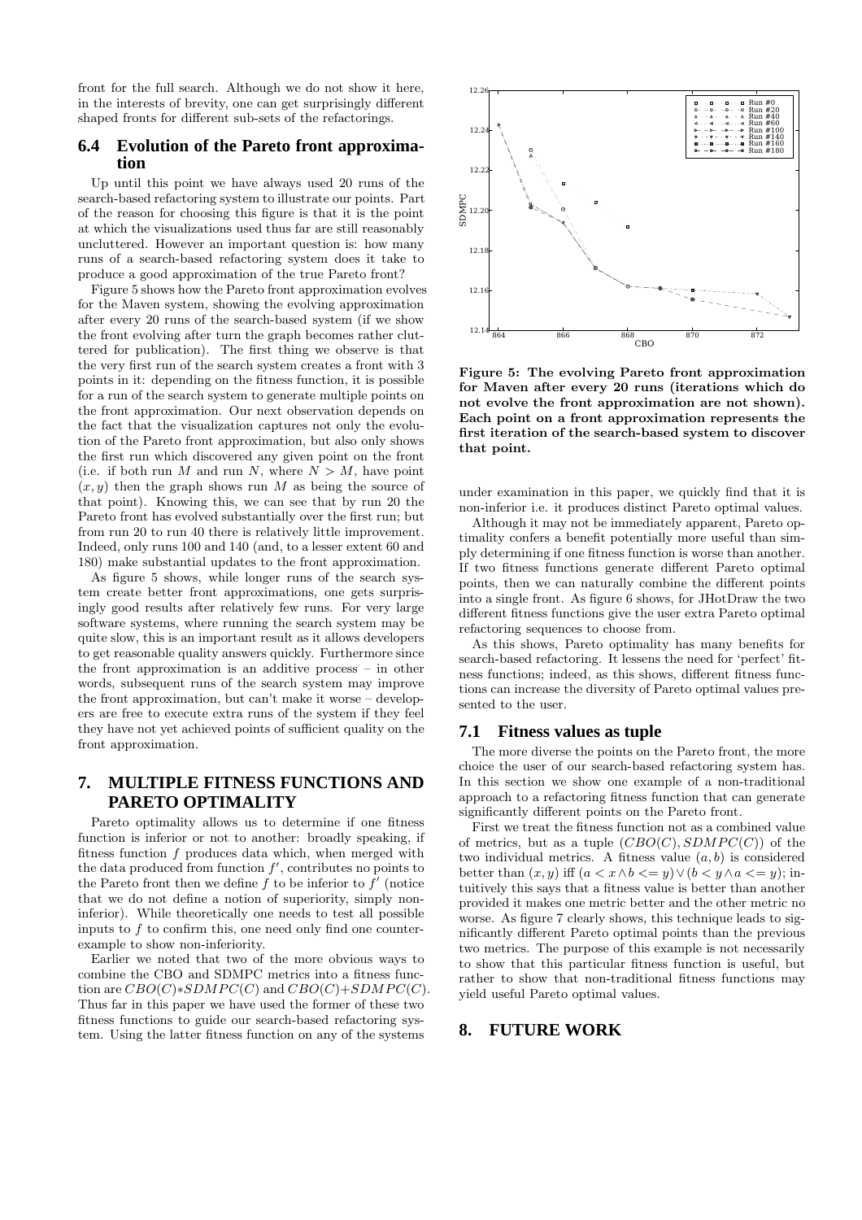front for the full search. Although we do not show it here, in the interests of brevity, one can get surprisingly different shaped fronts for different sub-sets of the refactorings.

### 6.4 Evolution of the Pareto front approximation

Up until this point we have always used 20 runs of the search-based refactoring system to illustrate our points. Part of the reason for choosing this figure is that it is the point at which the visualizations used thus far are still reasonably uncluttered. However an important question is: how many runs of a search-based refactoring system does it take to produce a good approximation of the true Pareto front?

Figure 5 shows how the Pareto front approximation evolves for the Maven system, showing the evolving approximation after every 20 runs of the search-based system (if we show the front evolving after turn the graph becomes rather cluttered for publication). The first thing we observe is that the very first run of the search system creates a front with 3 points in it: depending on the fitness function, it is possible for a run of the search system to generate multiple points on the front approximation. Our next observation depends on the fact that the visualization captures not only the evolution of the Pareto front approximation, but also only shows the first run which discovered any given point on the front (i.e. if both run $M$ and run $N$, where $N > M$, have point $(x, y)$ then the graph shows run $M$ as being the source of that point). Knowing this, we can see that by run 20 the Pareto front has evolved substantially over the first run; but from run 20 to run 40 there is relatively little improvement. Indeed, only runs 100 and 140 (and, to a lesser extent 60 and 180) make substantial updates to the front approximation.

As figure 5 shows, while longer runs of the search system create better front approximations, one gets surprisingly good results after relatively few runs. For very large software systems, where running the search system may be quite slow, this is an important result as it allows developers to get reasonable quality answers quickly. Furthermore since the front approximation is an additive process – in other words, subsequent runs of the search system may improve the front approximation, but can't make it worse – developers are free to execute extra runs of the system if they feel they have not yet achieved points of sufficient quality on the front approximation.

**Figure 5: The evolving Pareto front approximation for Maven after every 20 runs (iterations which do not evolve the front approximation are not shown). Each point on a front approximation represents the first iteration of the search-based system to discover that point.**

## 7. MULTIPLE FITNESS FUNCTIONS AND PARETO OPTIMALITY

Pareto optimality allows us to determine if one fitness function is inferior or not to another: broadly speaking, if fitness function $f$ produces data which, when merged with the data produced from function $f'$, contributes no points to the Pareto front then we define $f$ to be inferior to $f'$ (notice that we do not define a notion of superiority, simply non-inferior). While theoretically one needs to test all possible inputs to $f$ to confirm this, one need only find one counter-example to show non-inferiority.

Earlier we noted that two of the more obvious ways to combine the CBO and SDMPC metrics into a fitness function are $CBO(C) * SDMPC(C)$ and $CBO(C) + SDMPC(C)$. Thus far in this paper we have used the former of these two fitness functions to guide our search-based refactoring system. Using the latter fitness function on any of the systems under examination in this paper, we quickly find that it is non-inferior i.e. it produces distinct Pareto optimal values.

Although it may not be immediately apparent, Pareto optimality confers a benefit potentially more useful than simply determining if one fitness function is worse than another. If two fitness functions generate different Pareto optimal points, then we can naturally combine the different points into a single front. As figure 6 shows, for JHotDraw the two different fitness functions give the user extra Pareto optimal refactoring sequences to choose from.

As this shows, Pareto optimality has many benefits for search-based refactoring. It lessens the need for 'perfect' fitness functions; indeed, as this shows, different fitness functions can increase the diversity of Pareto optimal values presented to the user.

### 7.1 Fitness values as tuple

The more diverse the points on the Pareto front, the more choice the user of our search-based refactoring system has. In this section we show one example of a non-traditional approach to a refactoring fitness function that can generate significantly different points on the Pareto front.

First we treat the fitness function not as a combined value of metrics, but as a tuple $(CBO(C), SDMPC(C))$ of the two individual metrics. A fitness value $(a, b)$ is considered better than $(x, y)$ iff $(a < x \wedge b <= y) \vee (b < y \wedge a <= y)$; intuitively this says that a fitness value is better than another provided it makes one metric better and the other metric no worse. As figure 7 clearly shows, this technique leads to significantly different Pareto optimal points than the previous two metrics. The purpose of this example is not necessarily to show that this particular fitness function is useful, but rather to show that non-traditional fitness functions may yield useful Pareto optimal values.

## 8. FUTURE WORK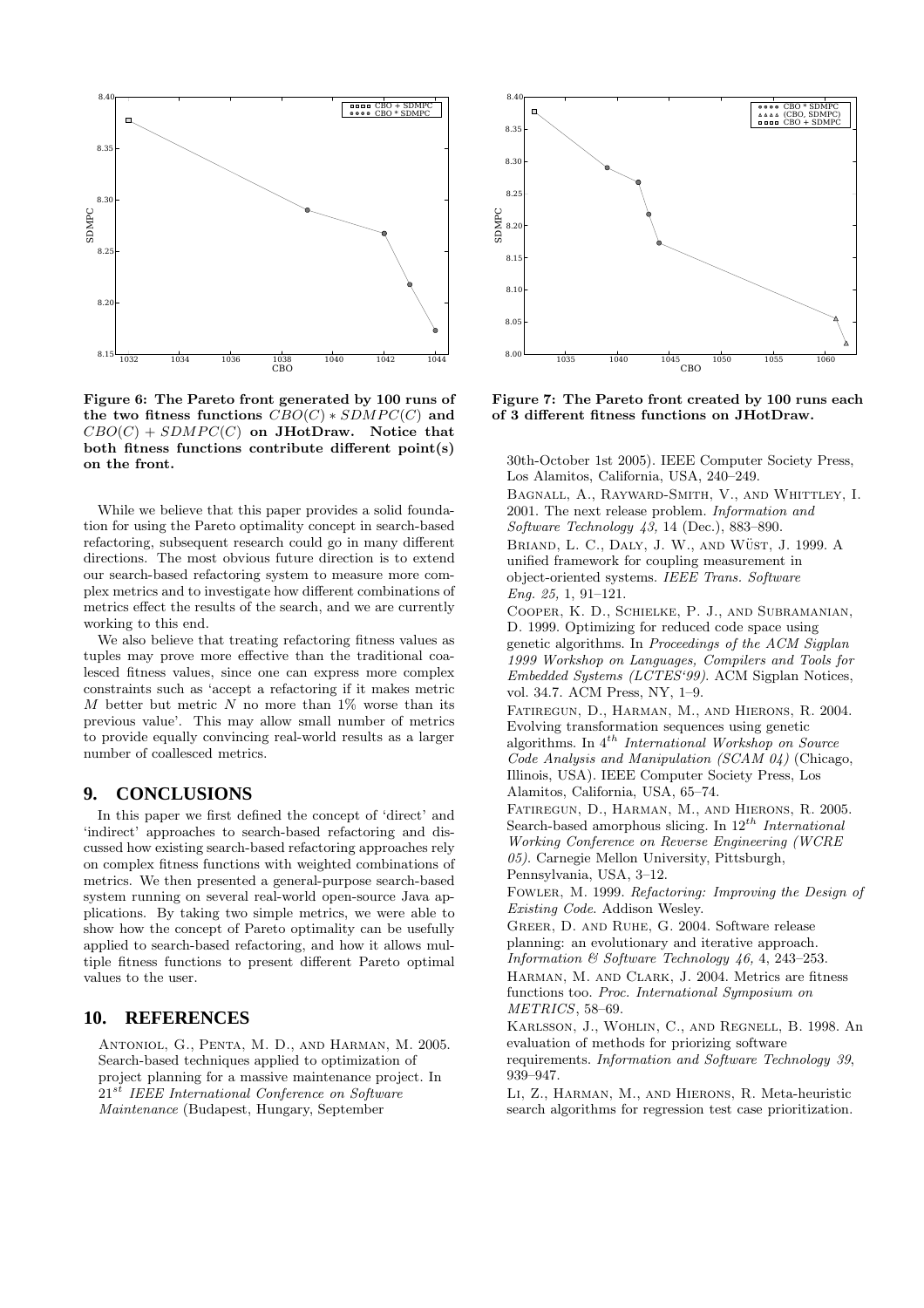Figure 6: The Pareto front generated by 100 runs of the two fitness functions $CBO(C) * SDMPC(C)$ and $CBO(C) + SDMPC(C)$ on JHotDraw. Notice that both fitness functions contribute different point(s) on the front.

Figure 7: The Pareto front created by 100 runs each of 3 different fitness functions on JHotDraw.

While we believe that this paper provides a solid foundation for using the Pareto optimality concept in search-based refactoring, subsequent research could go in many different directions. The most obvious future direction is to extend our search-based refactoring system to measure more complex metrics and to investigate how different combinations of metrics effect the results of the search, and we are currently working to this end.

We also believe that treating refactoring fitness values as tuples may prove more effective than the traditional coalesced fitness values, since one can express more complex constraints such as 'accept a refactoring if it makes metric $M$ better but metric $N$ no more than 1% worse than its previous value'. This may allow small number of metrics to provide equally convincing real-world results as a larger number of coallesced metrics.

## 9. CONCLUSIONS

In this paper we first defined the concept of 'direct' and 'indirect' approaches to search-based refactoring and discussed how existing search-based refactoring approaches rely on complex fitness functions with weighted combinations of metrics. We then presented a general-purpose search-based system running on several real-world open-source Java applications. By taking two simple metrics, we were able to show how the concept of Pareto optimality can be usefully applied to search-based refactoring, and how it allows multiple fitness functions to present different Pareto optimal values to the user.

## 10. REFERENCES

Antoniol, G., Penta, M. D., and Harman, M. 2005. Search-based techniques applied to optimization of project planning for a massive maintenance project. In $21^{st}$ *IEEE International Conference on Software Maintenance* (Budapest, Hungary, September 30th-October 1st 2005). IEEE Computer Society Press, Los Alamitos, California, USA, 240–249.

Bagnall, A., Rayward-Smith, V., and Whittley, I. 2001. The next release problem. *Information and Software Technology 43,* 14 (Dec.), 883–890.

Briand, L. C., Daly, J. W., and Wüst, J. 1999. A unified framework for coupling measurement in object-oriented systems. *IEEE Trans. Software Eng. 25,* 1, 91–121.

Cooper, K. D., Schielke, P. J., and Subramanian, D. 1999. Optimizing for reduced code space using genetic algorithms. In *Proceedings of the ACM Sigplan 1999 Workshop on Languages, Compilers and Tools for Embedded Systems (LCTES'99)*. ACM Sigplan Notices, vol. 34.7. ACM Press, NY, 1–9.

Fatiregun, D., Harman, M., and Hierons, R. 2004. Evolving transformation sequences using genetic algorithms. In $4^{th}$ *International Workshop on Source Code Analysis and Manipulation (SCAM 04)* (Chicago, Illinois, USA). IEEE Computer Society Press, Los Alamitos, California, USA, 65–74.

Fatiregun, D., Harman, M., and Hierons, R. 2005. Search-based amorphous slicing. In $12^{th}$ *International Working Conference on Reverse Engineering (WCRE 05)*. Carnegie Mellon University, Pittsburgh, Pennsylvania, USA, 3–12.

Fowler, M. 1999. *Refactoring: Improving the Design of Existing Code*. Addison Wesley.

Greer, D. and Ruhe, G. 2004. Software release planning: an evolutionary and iterative approach. *Information & Software Technology 46,* 4, 243–253.

Harman, M. and Clark, J. 2004. Metrics are fitness functions too. *Proc. International Symposium on METRICS*, 58–69.

Karlsson, J., Wohlin, C., and Regnell, B. 1998. An evaluation of methods for priorizing software requirements. *Information and Software Technology 39*, 939–947.

Li, Z., Harman, M., and Hierons, R. Meta-heuristic search algorithms for regression test case prioritization.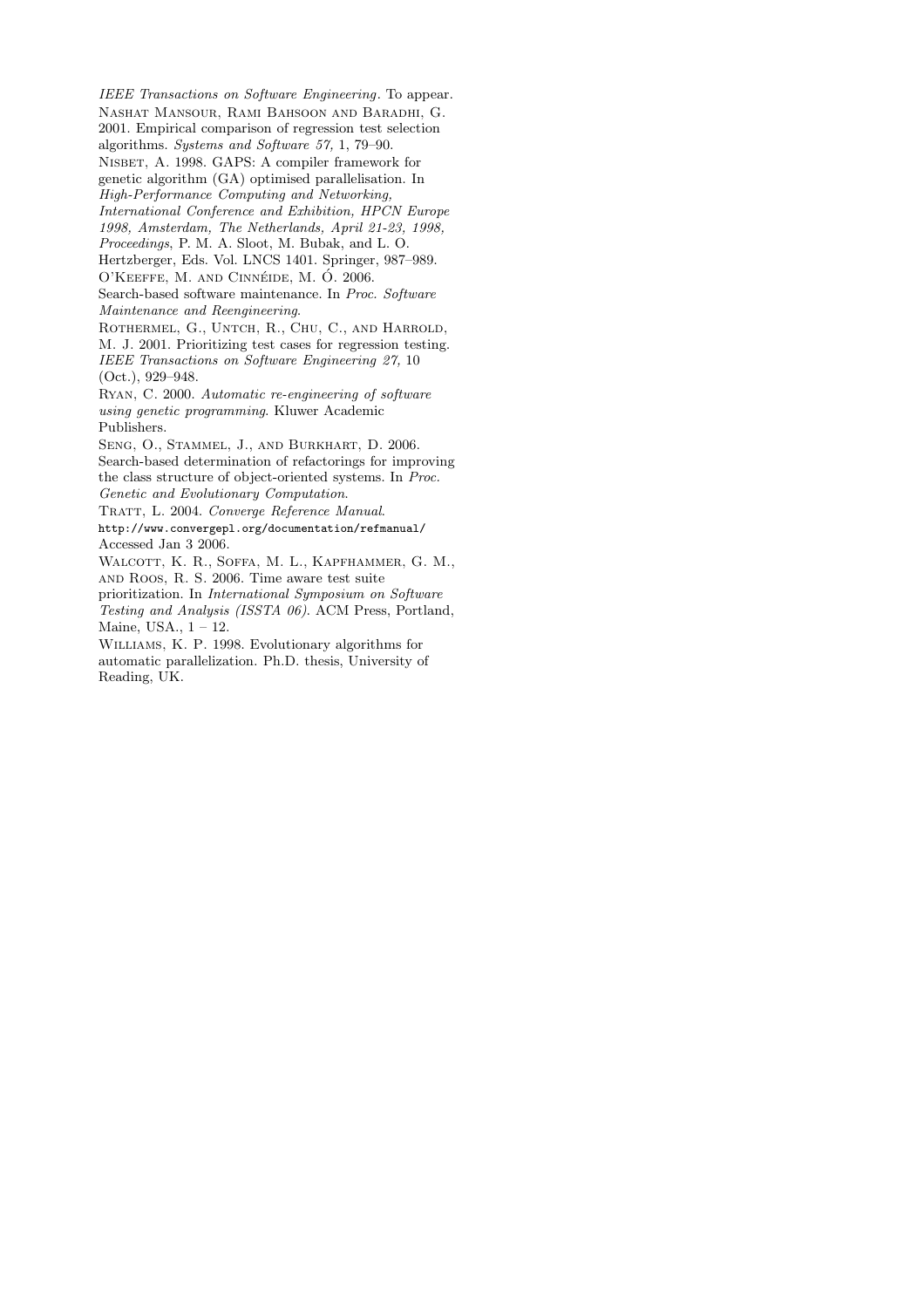*IEEE Transactions on Software Engineering*. To appear.

Nashat Mansour, Rami Bahsoon and Baradhi, G. 2001. Empirical comparison of regression test selection algorithms. *Systems and Software 57,* 1, 79–90.

Nisbet, A. 1998. GAPS: A compiler framework for genetic algorithm (GA) optimised parallelisation. In *High-Performance Computing and Networking, International Conference and Exhibition, HPCN Europe 1998, Amsterdam, The Netherlands, April 21-23, 1998, Proceedings*, P. M. A. Sloot, M. Bubak, and L. O. Hertzberger, Eds. Vol. LNCS 1401. Springer, 987–989.

O'Keeffe, M. and Cinnéide, M. Ó. 2006. Search-based software maintenance. In *Proc. Software Maintenance and Reengineering*.

Rothermel, G., Untch, R., Chu, C., and Harrold, M. J. 2001. Prioritizing test cases for regression testing. *IEEE Transactions on Software Engineering 27,* 10 (Oct.), 929–948.

Ryan, C. 2000. *Automatic re-engineering of software using genetic programming*. Kluwer Academic Publishers.

Seng, O., Stammel, J., and Burkhart, D. 2006. Search-based determination of refactorings for improving the class structure of object-oriented systems. In *Proc. Genetic and Evolutionary Computation*.

Tratt, L. 2004. *Converge Reference Manual*. `http://www.convergepl.org/documentation/refmanual/` Accessed Jan 3 2006.

Walcott, K. R., Soffa, M. L., Kapfhammer, G. M., and Roos, R. S. 2006. Time aware test suite prioritization. In *International Symposium on Software Testing and Analysis (ISSTA 06)*. ACM Press, Portland, Maine, USA., 1 – 12.

Williams, K. P. 1998. Evolutionary algorithms for automatic parallelization. Ph.D. thesis, University of Reading, UK.